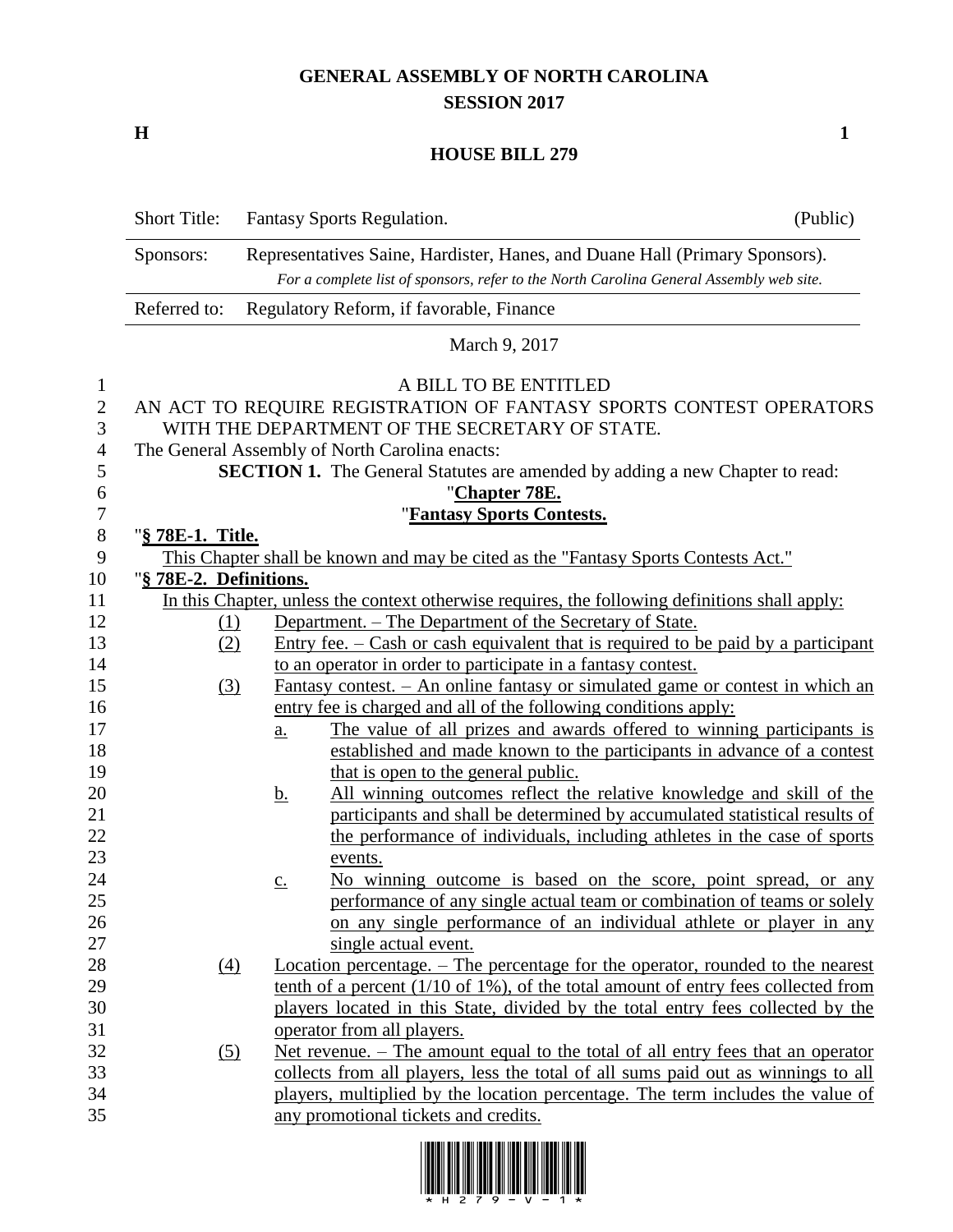# GENERAL ASSEMBLY OF NORTH CAROLINA
## SESSION 2017

**H** **1**

## HOUSE BILL 279

| | | |
|---|---|---|
| Short Title: | Fantasy Sports Regulation. | (Public) |
| Sponsors: | Representatives Saine, Hardister, Hanes, and Duane Hall (Primary Sponsors). *For a complete list of sponsors, refer to the North Carolina General Assembly web site.* | |
| Referred to: | Regulatory Reform, if favorable, Finance | |

March 9, 2017

A BILL TO BE ENTITLED

AN ACT TO REQUIRE REGISTRATION OF FANTASY SPORTS CONTEST OPERATORS WITH THE DEPARTMENT OF THE SECRETARY OF STATE.

The General Assembly of North Carolina enacts:

**SECTION 1.** The General Statutes are amended by adding a new Chapter to read:

"**Chapter 78E.**

"**Fantasy Sports Contests.**

"**§ 78E-1. Title.**

This Chapter shall be known and may be cited as the "Fantasy Sports Contests Act."

"**§ 78E-2. Definitions.**

In this Chapter, unless the context otherwise requires, the following definitions shall apply:

(1) Department. – The Department of the Secretary of State.

(2) Entry fee. – Cash or cash equivalent that is required to be paid by a participant to an operator in order to participate in a fantasy contest.

(3) Fantasy contest. – An online fantasy or simulated game or contest in which an entry fee is charged and all of the following conditions apply:

a. The value of all prizes and awards offered to winning participants is established and made known to the participants in advance of a contest that is open to the general public.

b. All winning outcomes reflect the relative knowledge and skill of the participants and shall be determined by accumulated statistical results of the performance of individuals, including athletes in the case of sports events.

c. No winning outcome is based on the score, point spread, or any performance of any single actual team or combination of teams or solely on any single performance of an individual athlete or player in any single actual event.

(4) Location percentage. – The percentage for the operator, rounded to the nearest tenth of a percent (1/10 of 1%), of the total amount of entry fees collected from players located in this State, divided by the total entry fees collected by the operator from all players.

(5) Net revenue. – The amount equal to the total of all entry fees that an operator collects from all players, less the total of all sums paid out as winnings to all players, multiplied by the location percentage. The term includes the value of any promotional tickets and credits.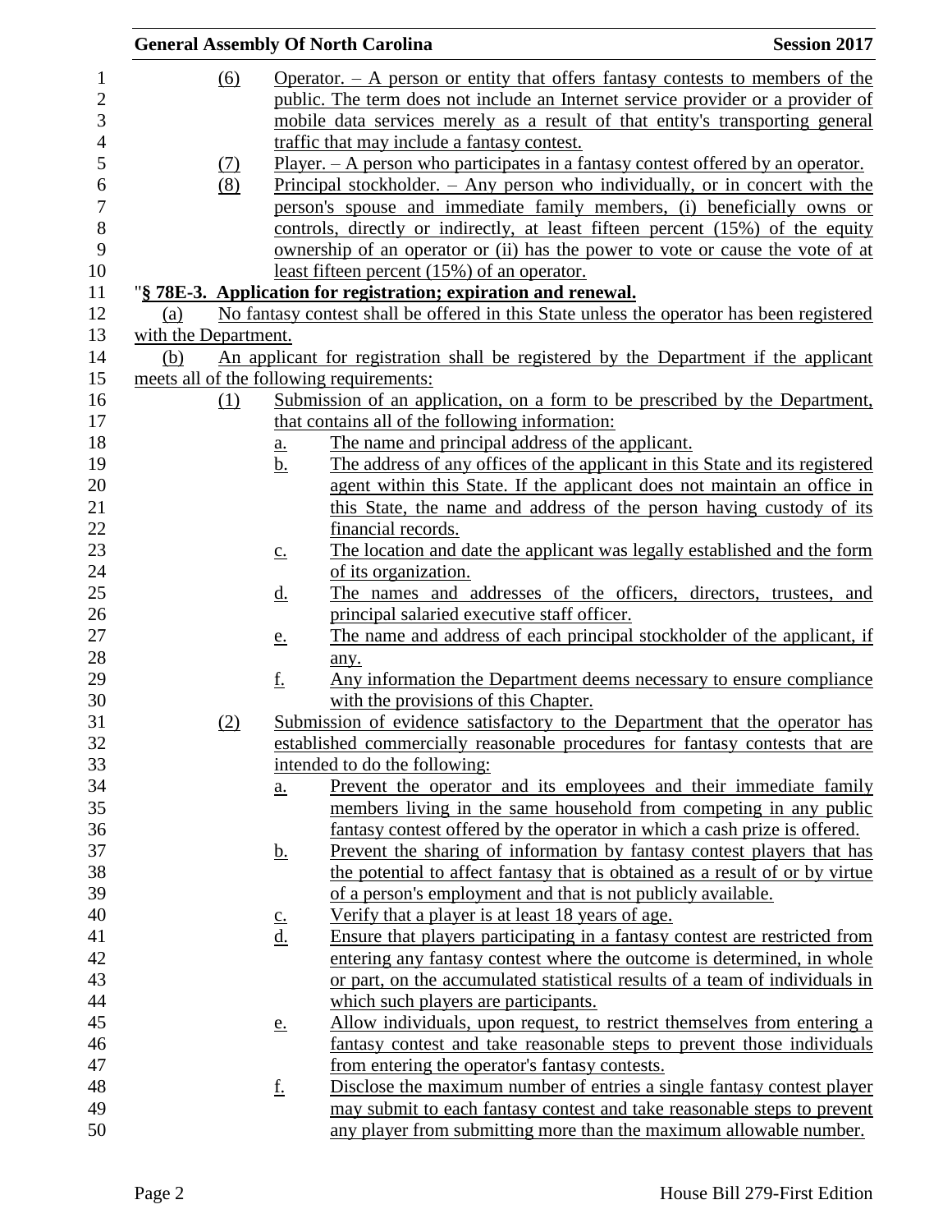(6) Operator. – A person or entity that offers fantasy contests to members of the public. The term does not include an Internet service provider or a provider of mobile data services merely as a result of that entity's transporting general traffic that may include a fantasy contest.

(7) Player. – A person who participates in a fantasy contest offered by an operator.

(8) Principal stockholder. – Any person who individually, or in concert with the person's spouse and immediate family members, (i) beneficially owns or controls, directly or indirectly, at least fifteen percent (15%) of the equity ownership of an operator or (ii) has the power to vote or cause the vote of at least fifteen percent (15%) of an operator.

"**§ 78E-3. Application for registration; expiration and renewal.**

(a) No fantasy contest shall be offered in this State unless the operator has been registered with the Department.

(b) An applicant for registration shall be registered by the Department if the applicant meets all of the following requirements:

(1) Submission of an application, on a form to be prescribed by the Department, that contains all of the following information:

a. The name and principal address of the applicant.

b. The address of any offices of the applicant in this State and its registered agent within this State. If the applicant does not maintain an office in this State, the name and address of the person having custody of its financial records.

c. The location and date the applicant was legally established and the form of its organization.

d. The names and addresses of the officers, directors, trustees, and principal salaried executive staff officer.

e. The name and address of each principal stockholder of the applicant, if any.

f. Any information the Department deems necessary to ensure compliance with the provisions of this Chapter.

(2) Submission of evidence satisfactory to the Department that the operator has established commercially reasonable procedures for fantasy contests that are intended to do the following:

a. Prevent the operator and its employees and their immediate family members living in the same household from competing in any public fantasy contest offered by the operator in which a cash prize is offered.

b. Prevent the sharing of information by fantasy contest players that has the potential to affect fantasy that is obtained as a result of or by virtue of a person's employment and that is not publicly available.

c. Verify that a player is at least 18 years of age.

d. Ensure that players participating in a fantasy contest are restricted from entering any fantasy contest where the outcome is determined, in whole or part, on the accumulated statistical results of a team of individuals in which such players are participants.

e. Allow individuals, upon request, to restrict themselves from entering a fantasy contest and take reasonable steps to prevent those individuals from entering the operator's fantasy contests.

f. Disclose the maximum number of entries a single fantasy contest player may submit to each fantasy contest and take reasonable steps to prevent any player from submitting more than the maximum allowable number.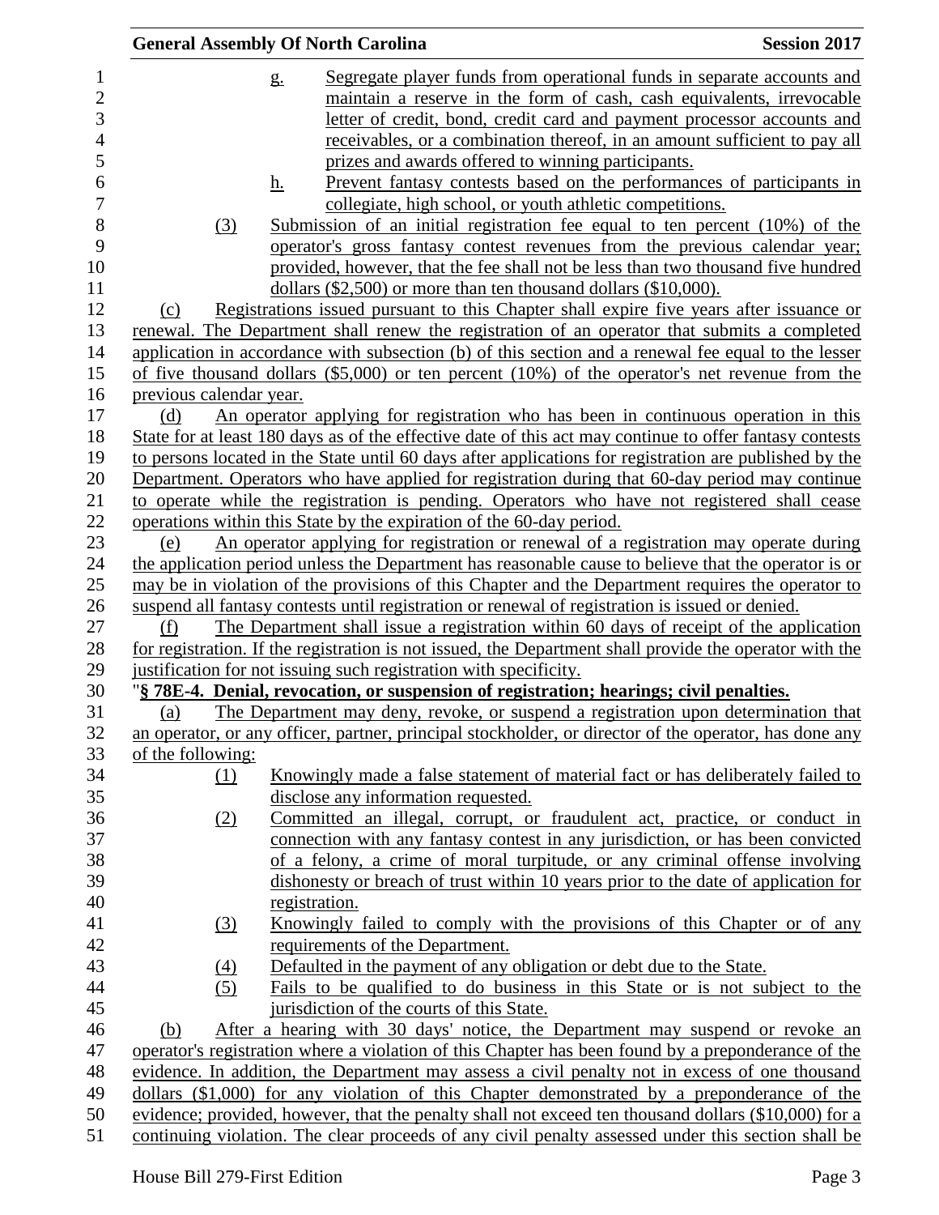g. Segregate player funds from operational funds in separate accounts and maintain a reserve in the form of cash, cash equivalents, irrevocable letter of credit, bond, credit card and payment processor accounts and receivables, or a combination thereof, in an amount sufficient to pay all prizes and awards offered to winning participants.

h. Prevent fantasy contests based on the performances of participants in collegiate, high school, or youth athletic competitions.

(3) Submission of an initial registration fee equal to ten percent (10%) of the operator's gross fantasy contest revenues from the previous calendar year; provided, however, that the fee shall not be less than two thousand five hundred dollars ($2,500) or more than ten thousand dollars ($10,000).

(c) Registrations issued pursuant to this Chapter shall expire five years after issuance or renewal. The Department shall renew the registration of an operator that submits a completed application in accordance with subsection (b) of this section and a renewal fee equal to the lesser of five thousand dollars ($5,000) or ten percent (10%) of the operator's net revenue from the previous calendar year.

(d) An operator applying for registration who has been in continuous operation in this State for at least 180 days as of the effective date of this act may continue to offer fantasy contests to persons located in the State until 60 days after applications for registration are published by the Department. Operators who have applied for registration during that 60-day period may continue to operate while the registration is pending. Operators who have not registered shall cease operations within this State by the expiration of the 60-day period.

(e) An operator applying for registration or renewal of a registration may operate during the application period unless the Department has reasonable cause to believe that the operator is or may be in violation of the provisions of this Chapter and the Department requires the operator to suspend all fantasy contests until registration or renewal of registration is issued or denied.

(f) The Department shall issue a registration within 60 days of receipt of the application for registration. If the registration is not issued, the Department shall provide the operator with the justification for not issuing such registration with specificity.

"**§ 78E-4. Denial, revocation, or suspension of registration; hearings; civil penalties.**

(a) The Department may deny, revoke, or suspend a registration upon determination that an operator, or any officer, partner, principal stockholder, or director of the operator, has done any of the following:

(1) Knowingly made a false statement of material fact or has deliberately failed to disclose any information requested.

(2) Committed an illegal, corrupt, or fraudulent act, practice, or conduct in connection with any fantasy contest in any jurisdiction, or has been convicted of a felony, a crime of moral turpitude, or any criminal offense involving dishonesty or breach of trust within 10 years prior to the date of application for registration.

(3) Knowingly failed to comply with the provisions of this Chapter or of any requirements of the Department.

(4) Defaulted in the payment of any obligation or debt due to the State.

(5) Fails to be qualified to do business in this State or is not subject to the jurisdiction of the courts of this State.

(b) After a hearing with 30 days' notice, the Department may suspend or revoke an operator's registration where a violation of this Chapter has been found by a preponderance of the evidence. In addition, the Department may assess a civil penalty not in excess of one thousand dollars ($1,000) for any violation of this Chapter demonstrated by a preponderance of the evidence; provided, however, that the penalty shall not exceed ten thousand dollars ($10,000) for a continuing violation. The clear proceeds of any civil penalty assessed under this section shall be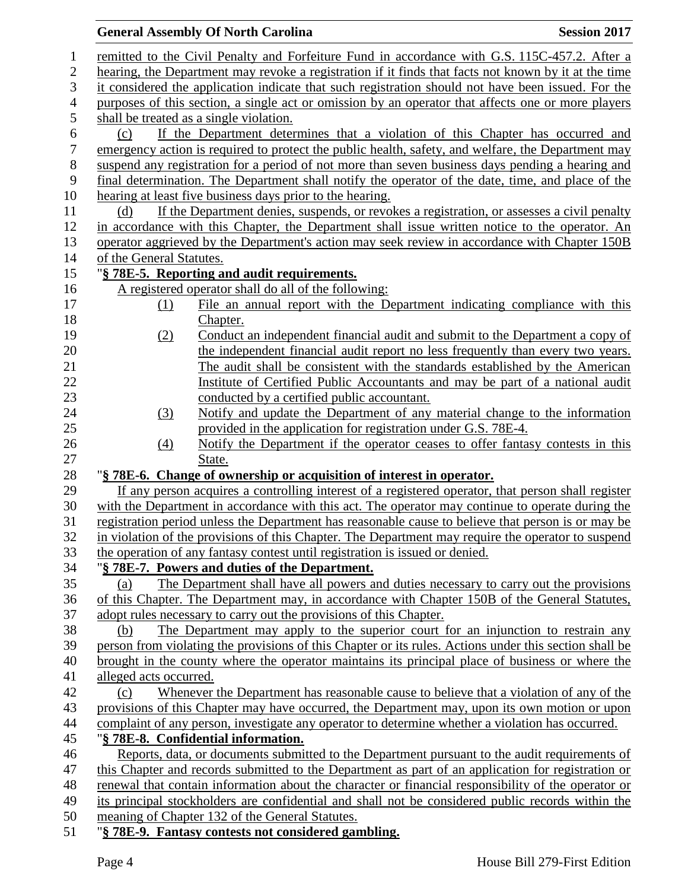remitted to the Civil Penalty and Forfeiture Fund in accordance with G.S. 115C-457.2. After a hearing, the Department may revoke a registration if it finds that facts not known by it at the time it considered the application indicate that such registration should not have been issued. For the purposes of this section, a single act or omission by an operator that affects one or more players shall be treated as a single violation.

(c) If the Department determines that a violation of this Chapter has occurred and emergency action is required to protect the public health, safety, and welfare, the Department may suspend any registration for a period of not more than seven business days pending a hearing and final determination. The Department shall notify the operator of the date, time, and place of the hearing at least five business days prior to the hearing.

(d) If the Department denies, suspends, or revokes a registration, or assesses a civil penalty in accordance with this Chapter, the Department shall issue written notice to the operator. An operator aggrieved by the Department's action may seek review in accordance with Chapter 150B of the General Statutes.

"**§ 78E-5. Reporting and audit requirements.**

A registered operator shall do all of the following:

(1) File an annual report with the Department indicating compliance with this Chapter.

(2) Conduct an independent financial audit and submit to the Department a copy of the independent financial audit report no less frequently than every two years. The audit shall be consistent with the standards established by the American Institute of Certified Public Accountants and may be part of a national audit conducted by a certified public accountant.

(3) Notify and update the Department of any material change to the information provided in the application for registration under G.S. 78E-4.

(4) Notify the Department if the operator ceases to offer fantasy contests in this State.

"**§ 78E-6. Change of ownership or acquisition of interest in operator.**

If any person acquires a controlling interest of a registered operator, that person shall register with the Department in accordance with this act. The operator may continue to operate during the registration period unless the Department has reasonable cause to believe that person is or may be in violation of the provisions of this Chapter. The Department may require the operator to suspend the operation of any fantasy contest until registration is issued or denied.

"**§ 78E-7. Powers and duties of the Department.**

(a) The Department shall have all powers and duties necessary to carry out the provisions of this Chapter. The Department may, in accordance with Chapter 150B of the General Statutes, adopt rules necessary to carry out the provisions of this Chapter.

(b) The Department may apply to the superior court for an injunction to restrain any person from violating the provisions of this Chapter or its rules. Actions under this section shall be brought in the county where the operator maintains its principal place of business or where the alleged acts occurred.

(c) Whenever the Department has reasonable cause to believe that a violation of any of the provisions of this Chapter may have occurred, the Department may, upon its own motion or upon complaint of any person, investigate any operator to determine whether a violation has occurred.

"**§ 78E-8. Confidential information.**

Reports, data, or documents submitted to the Department pursuant to the audit requirements of this Chapter and records submitted to the Department as part of an application for registration or renewal that contain information about the character or financial responsibility of the operator or its principal stockholders are confidential and shall not be considered public records within the meaning of Chapter 132 of the General Statutes.

"**§ 78E-9. Fantasy contests not considered gambling.**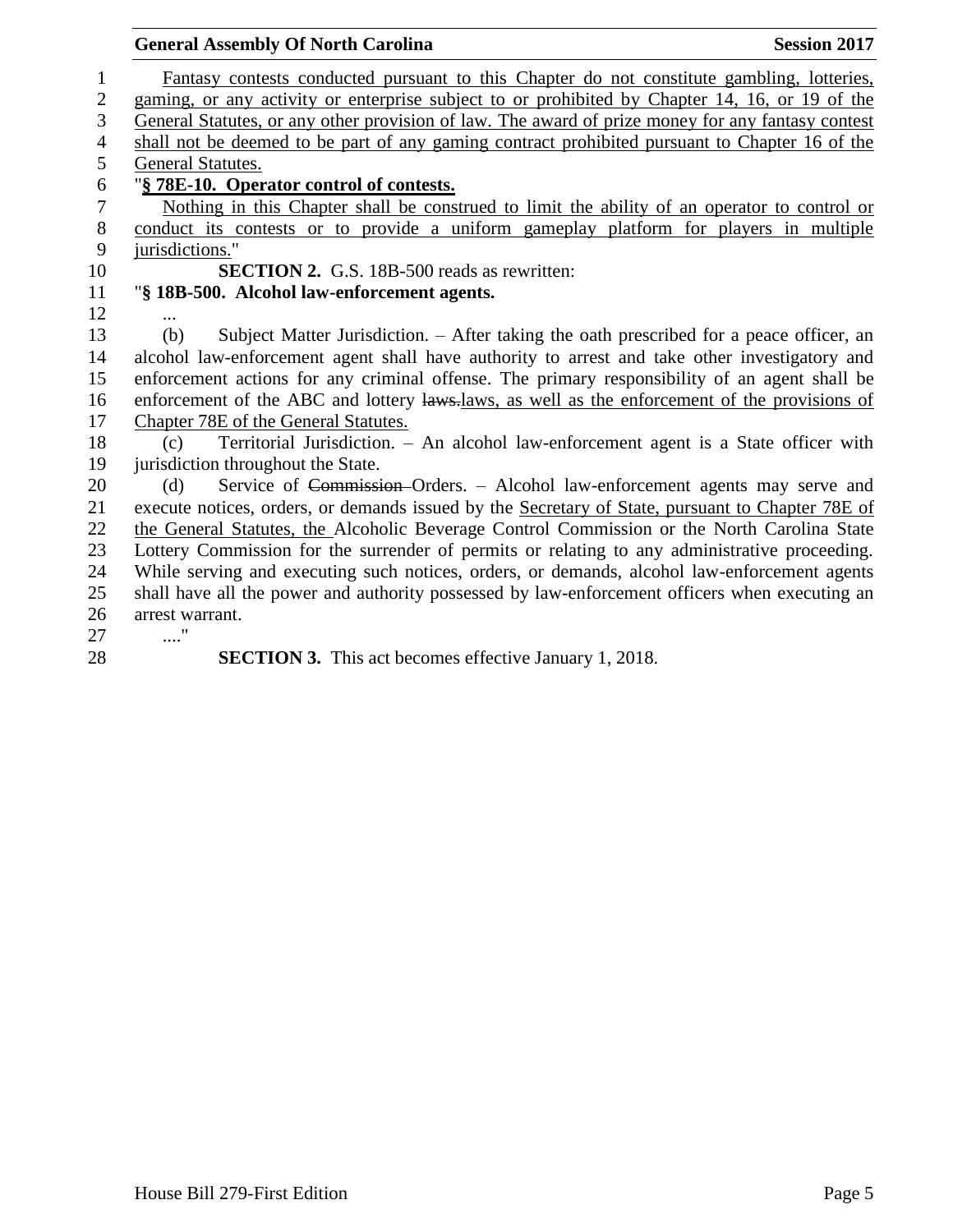Fantasy contests conducted pursuant to this Chapter do not constitute gambling, lotteries, gaming, or any activity or enterprise subject to or prohibited by Chapter 14, 16, or 19 of the General Statutes, or any other provision of law. The award of prize money for any fantasy contest shall not be deemed to be part of any gaming contract prohibited pursuant to Chapter 16 of the General Statutes.

"**§ 78E-10. Operator control of contests.**

Nothing in this Chapter shall be construed to limit the ability of an operator to control or conduct its contests or to provide a uniform gameplay platform for players in multiple jurisdictions."

**SECTION 2.** G.S. 18B-500 reads as rewritten:

"**§ 18B-500. Alcohol law-enforcement agents.**

...

(b) Subject Matter Jurisdiction. – After taking the oath prescribed for a peace officer, an alcohol law-enforcement agent shall have authority to arrest and take other investigatory and enforcement actions for any criminal offense. The primary responsibility of an agent shall be enforcement of the ABC and lottery ~~laws.~~laws, as well as the enforcement of the provisions of Chapter 78E of the General Statutes.

(c) Territorial Jurisdiction. – An alcohol law-enforcement agent is a State officer with jurisdiction throughout the State.

(d) Service of ~~Commission~~ Orders. – Alcohol law-enforcement agents may serve and execute notices, orders, or demands issued by the Secretary of State, pursuant to Chapter 78E of the General Statutes, the Alcoholic Beverage Control Commission or the North Carolina State Lottery Commission for the surrender of permits or relating to any administrative proceeding. While serving and executing such notices, orders, or demands, alcohol law-enforcement agents shall have all the power and authority possessed by law-enforcement officers when executing an arrest warrant.

...."

**SECTION 3.** This act becomes effective January 1, 2018.